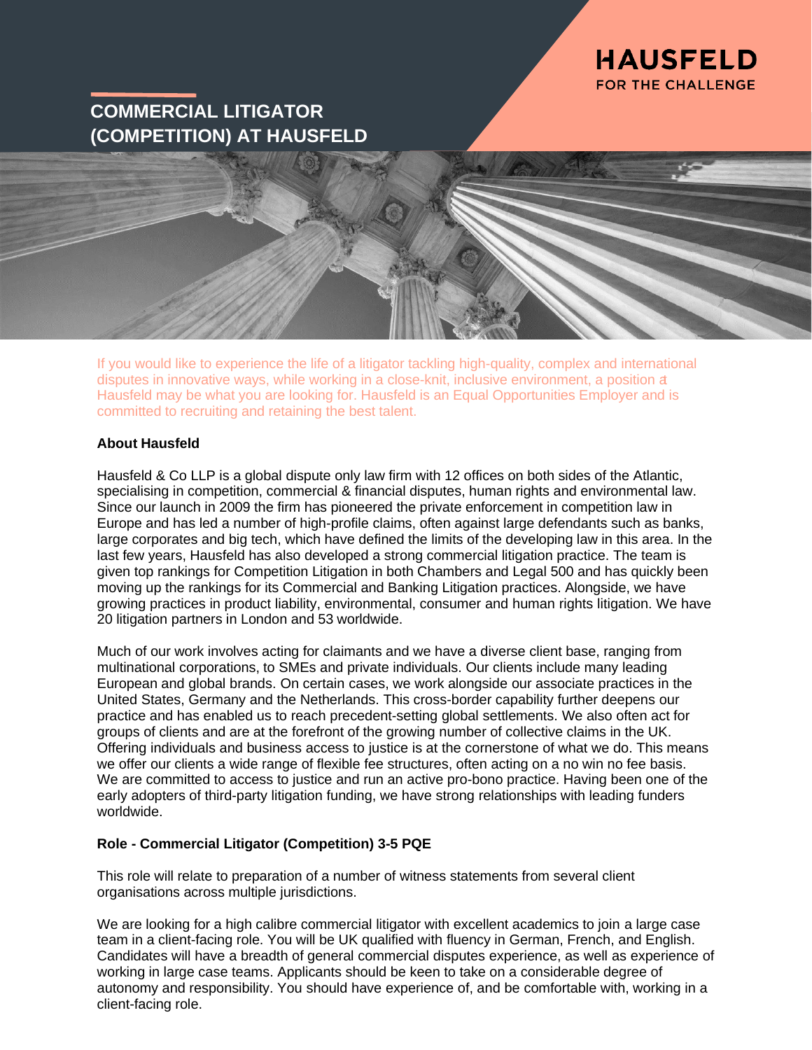HAUSFELD

FOR THE CHALLENGE

# COMMERCIAL LITIGATOR (COMPETITION) AT HAUSFELD

If you would like to experience the life of a litigator tackling high-quality, complex and international disputes in innovative ways, while working in a close-knit, inclusive environment, a position at Hausfeld may be what you are looking for. Hausfeld is an Equal Opportunities Employer and is committed to recruiting and retaining the best talent.

**About Hausfeld**

Hausfeld & Co LLP is a global dispute only law firm with 12 offices on both sides of the Atlantic, specialising in competition, commercial & financial disputes, human rights and environmental law. Since our launch in 2009 the firm has pioneered the private enforcement in competition law in Europe and has led a number of high-profile claims, often against large defendants such as banks, large corporates and big tech, which have defined the limits of the developing law in this area. In the last few years, Hausfeld has also developed a strong commercial litigation practice. The team is given top rankings for Competition Litigation in both Chambers and Legal 500 and has quickly been moving up the rankings for its Commercial and Banking Litigation practices. Alongside, we have growing practices in product liability, environmental, consumer and human rights litigation. We have 20 litigation partners in London and 53 worldwide.

Much of our work involves acting for claimants and we have a diverse client base, ranging from multinational corporations, to SMEs and private individuals. Our clients include many leading European and global brands. On certain cases, we work alongside our associate practices in the United States, Germany and the Netherlands. This cross-border capability further deepens our practice and has enabled us to reach precedent-setting global settlements. We also often act for groups of clients and are at the forefront of the growing number of collective claims in the UK. Offering individuals and business access to justice is at the cornerstone of what we do. This means we offer our clients a wide range of flexible fee structures, often acting on a no win no fee basis. We are committed to access to justice and run an active pro-bono practice. Having been one of the early adopters of third-party litigation funding, we have strong relationships with leading funders worldwide.

**Role - Commercial Litigator (Competition) 3-5 PQE**

This role will relate to preparation of a number of witness statements from several client organisations across multiple jurisdictions.

We are looking for a high calibre commercial litigator with excellent academics to join a large case team in a client-facing role. You will be UK qualified with fluency in German, French, and English. Candidates will have a breadth of general commercial disputes experience, as well as experience of working in large case teams. Applicants should be keen to take on a considerable degree of autonomy and responsibility. You should have experience of, and be comfortable with, working in a client-facing role.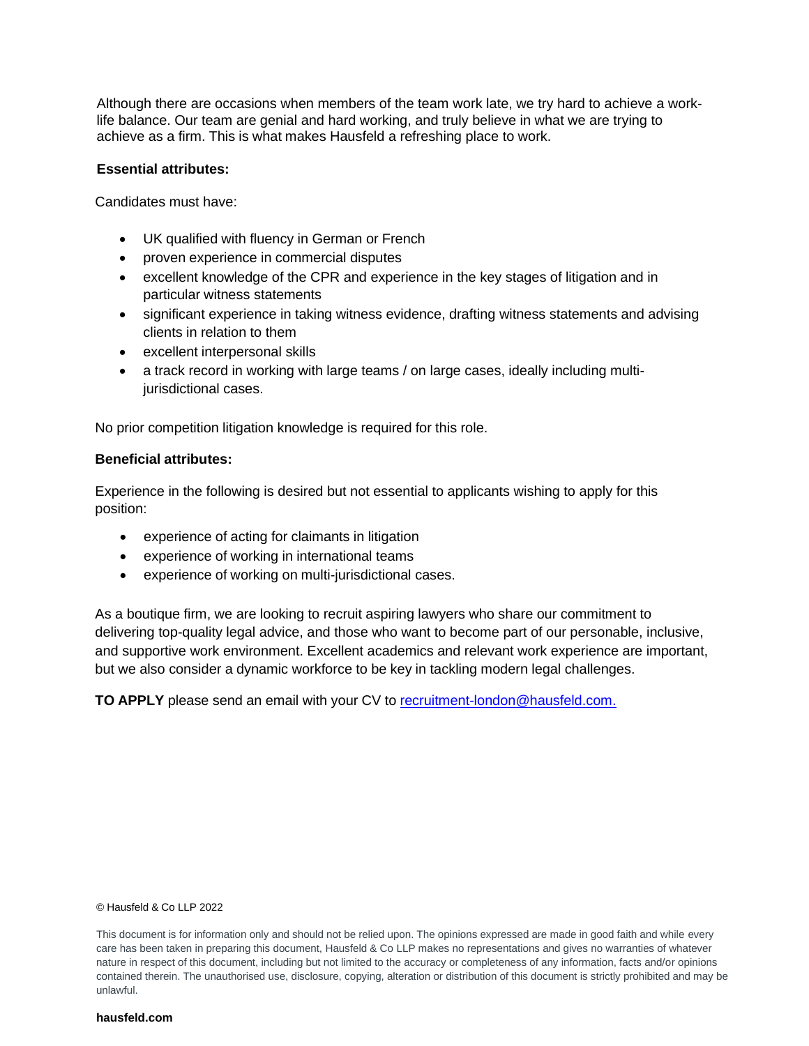Although there are occasions when members of the team work late, we try hard to achieve a work-life balance. Our team are genial and hard working, and truly believe in what we are trying to achieve as a firm. This is what makes Hausfeld a refreshing place to work.

**Essential attributes:**

Candidates must have:

- UK qualified with fluency in German or French
- proven experience in commercial disputes
- excellent knowledge of the CPR and experience in the key stages of litigation and in particular witness statements
- significant experience in taking witness evidence, drafting witness statements and advising clients in relation to them
- excellent interpersonal skills
- a track record in working with large teams / on large cases, ideally including multi-jurisdictional cases.

No prior competition litigation knowledge is required for this role.

**Beneficial attributes:**

Experience in the following is desired but not essential to applicants wishing to apply for this position:

- experience of acting for claimants in litigation
- experience of working in international teams
- experience of working on multi-jurisdictional cases.

As a boutique firm, we are looking to recruit aspiring lawyers who share our commitment to delivering top-quality legal advice, and those who want to become part of our personable, inclusive, and supportive work environment. Excellent academics and relevant work experience are important, but we also consider a dynamic workforce to be key in tackling modern legal challenges.

**TO APPLY** please send an email with your CV to recruitment-london@hausfeld.com.

© Hausfeld & Co LLP 2022

This document is for information only and should not be relied upon. The opinions expressed are made in good faith and while every care has been taken in preparing this document, Hausfeld & Co LLP makes no representations and gives no warranties of whatever nature in respect of this document, including but not limited to the accuracy or completeness of any information, facts and/or opinions contained therein. The unauthorised use, disclosure, copying, alteration or distribution of this document is strictly prohibited and may be unlawful.

**hausfeld.com**